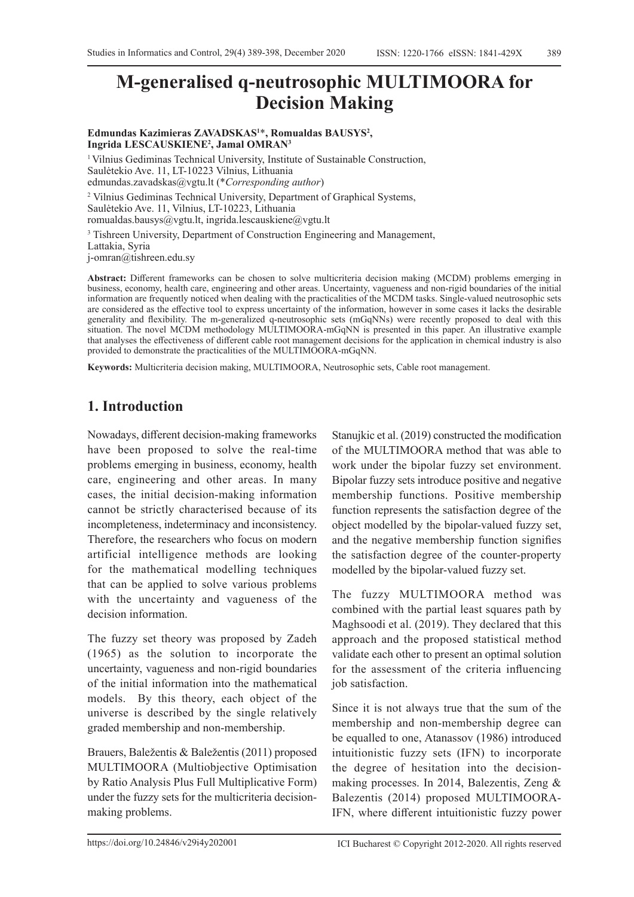# M-generalised q-neutrosophic MULTIMOORA for Decision Making

**Edmundas Kazimieras ZAVADSKAS[1]*, Romualdas BAUSYS[2], Ingrida LESCAUSKIENE[2], Jamal OMRAN[3]**

[1] Vilnius Gediminas Technical University, Institute of Sustainable Construction, Saulėtekio Ave. 11, LT-10223 Vilnius, Lithuania
edmundas.zavadskas@vgtu.lt (*Corresponding author*)

[2] Vilnius Gediminas Technical University, Department of Graphical Systems, Saulėtekio Ave. 11, Vilnius, LT-10223, Lithuania
romualdas.bausys@vgtu.lt, ingrida.lescauskiene@vgtu.lt

[3] Tishreen University, Department of Construction Engineering and Management, Lattakia, Syria
j-omran@tishreen.edu.sy

**Abstract:** Different frameworks can be chosen to solve multicriteria decision making (MCDM) problems emerging in business, economy, health care, engineering and other areas. Uncertainty, vagueness and non-rigid boundaries of the initial information are frequently noticed when dealing with the practicalities of the MCDM tasks. Single-valued neutrosophic sets are considered as the effective tool to express uncertainty of the information, however in some cases it lacks the desirable generality and flexibility. The m-generalized q-neutrosophic sets (mGqNNs) were recently proposed to deal with this situation. The novel MCDM methodology MULTIMOORA-mGqNN is presented in this paper. An illustrative example that analyses the effectiveness of different cable root management decisions for the application in chemical industry is also provided to demonstrate the practicalities of the MULTIMOORA-mGqNN.

**Keywords:** Multicriteria decision making, MULTIMOORA, Neutrosophic sets, Cable root management.

## 1. Introduction

Nowadays, different decision-making frameworks have been proposed to solve the real-time problems emerging in business, economy, health care, engineering and other areas. In many cases, the initial decision-making information cannot be strictly characterised because of its incompleteness, indeterminacy and inconsistency. Therefore, the researchers who focus on modern artificial intelligence methods are looking for the mathematical modelling techniques that can be applied to solve various problems with the uncertainty and vagueness of the decision information.

The fuzzy set theory was proposed by Zadeh (1965) as the solution to incorporate the uncertainty, vagueness and non-rigid boundaries of the initial information into the mathematical models. By this theory, each object of the universe is described by the single relatively graded membership and non-membership.

Brauers, Baležentis & Baležentis (2011) proposed MULTIMOORA (Multiobjective Optimisation by Ratio Analysis Plus Full Multiplicative Form) under the fuzzy sets for the multicriteria decision-making problems.

Stanujkic et al. (2019) constructed the modification of the MULTIMOORA method that was able to work under the bipolar fuzzy set environment. Bipolar fuzzy sets introduce positive and negative membership functions. Positive membership function represents the satisfaction degree of the object modelled by the bipolar-valued fuzzy set, and the negative membership function signifies the satisfaction degree of the counter-property modelled by the bipolar-valued fuzzy set.

The fuzzy MULTIMOORA method was combined with the partial least squares path by Maghsoodi et al. (2019). They declared that this approach and the proposed statistical method validate each other to present an optimal solution for the assessment of the criteria influencing job satisfaction.

Since it is not always true that the sum of the membership and non-membership degree can be equalled to one, Atanassov (1986) introduced intuitionistic fuzzy sets (IFN) to incorporate the degree of hesitation into the decision-making processes. In 2014, Balezentis, Zeng & Balezentis (2014) proposed MULTIMOORA-IFN, where different intuitionistic fuzzy power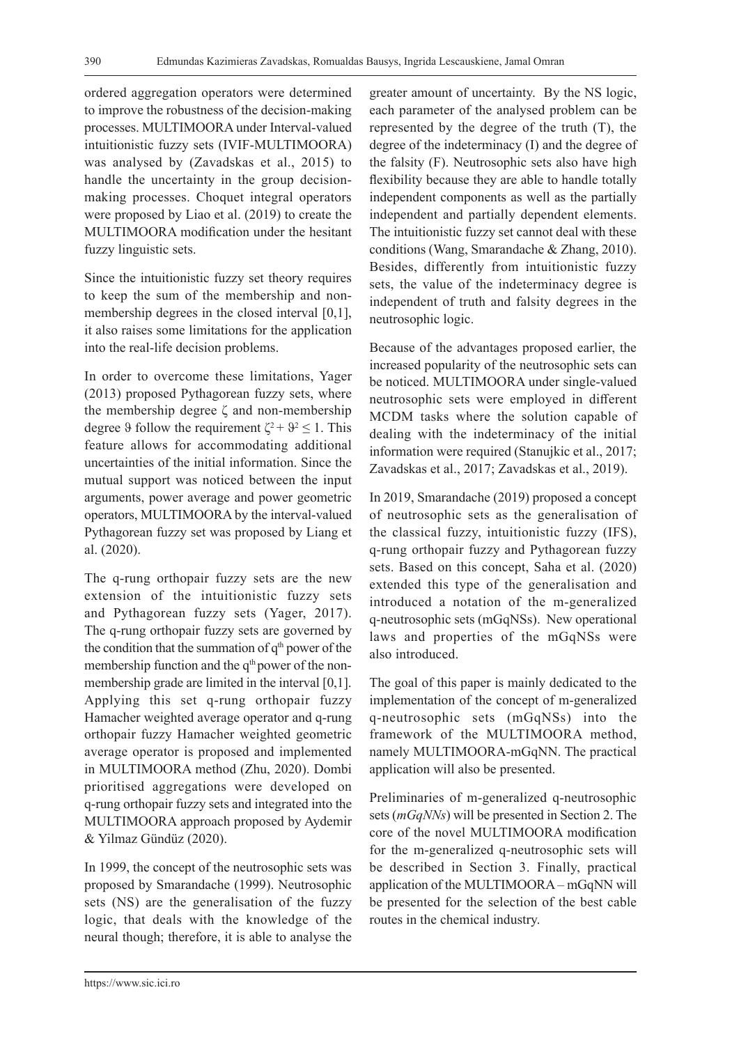ordered aggregation operators were determined to improve the robustness of the decision-making processes. MULTIMOORA under Interval-valued intuitionistic fuzzy sets (IVIF-MULTIMOORA) was analysed by (Zavadskas et al., 2015) to handle the uncertainty in the group decision-making processes. Choquet integral operators were proposed by Liao et al. (2019) to create the MULTIMOORA modification under the hesitant fuzzy linguistic sets.

Since the intuitionistic fuzzy set theory requires to keep the sum of the membership and non-membership degrees in the closed interval [0,1], it also raises some limitations for the application into the real-life decision problems.

In order to overcome these limitations, Yager (2013) proposed Pythagorean fuzzy sets, where the membership degree $\zeta$ and non-membership degree $\vartheta$ follow the requirement $\zeta^2 + \vartheta^2 \leq 1$. This feature allows for accommodating additional uncertainties of the initial information. Since the mutual support was noticed between the input arguments, power average and power geometric operators, MULTIMOORA by the interval-valued Pythagorean fuzzy set was proposed by Liang et al. (2020).

The q-rung orthopair fuzzy sets are the new extension of the intuitionistic fuzzy sets and Pythagorean fuzzy sets (Yager, 2017). The q-rung orthopair fuzzy sets are governed by the condition that the summation of $q^{th}$ power of the membership function and the $q^{th}$ power of the non-membership grade are limited in the interval [0,1]. Applying this set q-rung orthopair fuzzy Hamacher weighted average operator and q-rung orthopair fuzzy Hamacher weighted geometric average operator is proposed and implemented in MULTIMOORA method (Zhu, 2020). Dombi prioritised aggregations were developed on q-rung orthopair fuzzy sets and integrated into the MULTIMOORA approach proposed by Aydemir & Yilmaz Gündüz (2020).

In 1999, the concept of the neutrosophic sets was proposed by Smarandache (1999). Neutrosophic sets (NS) are the generalisation of the fuzzy logic, that deals with the knowledge of the neural though; therefore, it is able to analyse the greater amount of uncertainty. By the NS logic, each parameter of the analysed problem can be represented by the degree of the truth (T), the degree of the indeterminacy (I) and the degree of the falsity (F). Neutrosophic sets also have high flexibility because they are able to handle totally independent components as well as the partially independent and partially dependent elements. The intuitionistic fuzzy set cannot deal with these conditions (Wang, Smarandache & Zhang, 2010). Besides, differently from intuitionistic fuzzy sets, the value of the indeterminacy degree is independent of truth and falsity degrees in the neutrosophic logic.

Because of the advantages proposed earlier, the increased popularity of the neutrosophic sets can be noticed. MULTIMOORA under single-valued neutrosophic sets were employed in different MCDM tasks where the solution capable of dealing with the indeterminacy of the initial information were required (Stanujkic et al., 2017; Zavadskas et al., 2017; Zavadskas et al., 2019).

In 2019, Smarandache (2019) proposed a concept of neutrosophic sets as the generalisation of the classical fuzzy, intuitionistic fuzzy (IFS), q-rung orthopair fuzzy and Pythagorean fuzzy sets. Based on this concept, Saha et al. (2020) extended this type of the generalisation and introduced a notation of the m-generalized q-neutrosophic sets (mGqNSs). New operational laws and properties of the mGqNSs were also introduced.

The goal of this paper is mainly dedicated to the implementation of the concept of m-generalized q-neutrosophic sets (mGqNSs) into the framework of the MULTIMOORA method, namely MULTIMOORA-mGqNN. The practical application will also be presented.

Preliminaries of m-generalized q-neutrosophic sets (*mGqNNs*) will be presented in Section 2. The core of the novel MULTIMOORA modification for the m-generalized q-neutrosophic sets will be described in Section 3. Finally, practical application of the MULTIMOORA – mGqNN will be presented for the selection of the best cable routes in the chemical industry.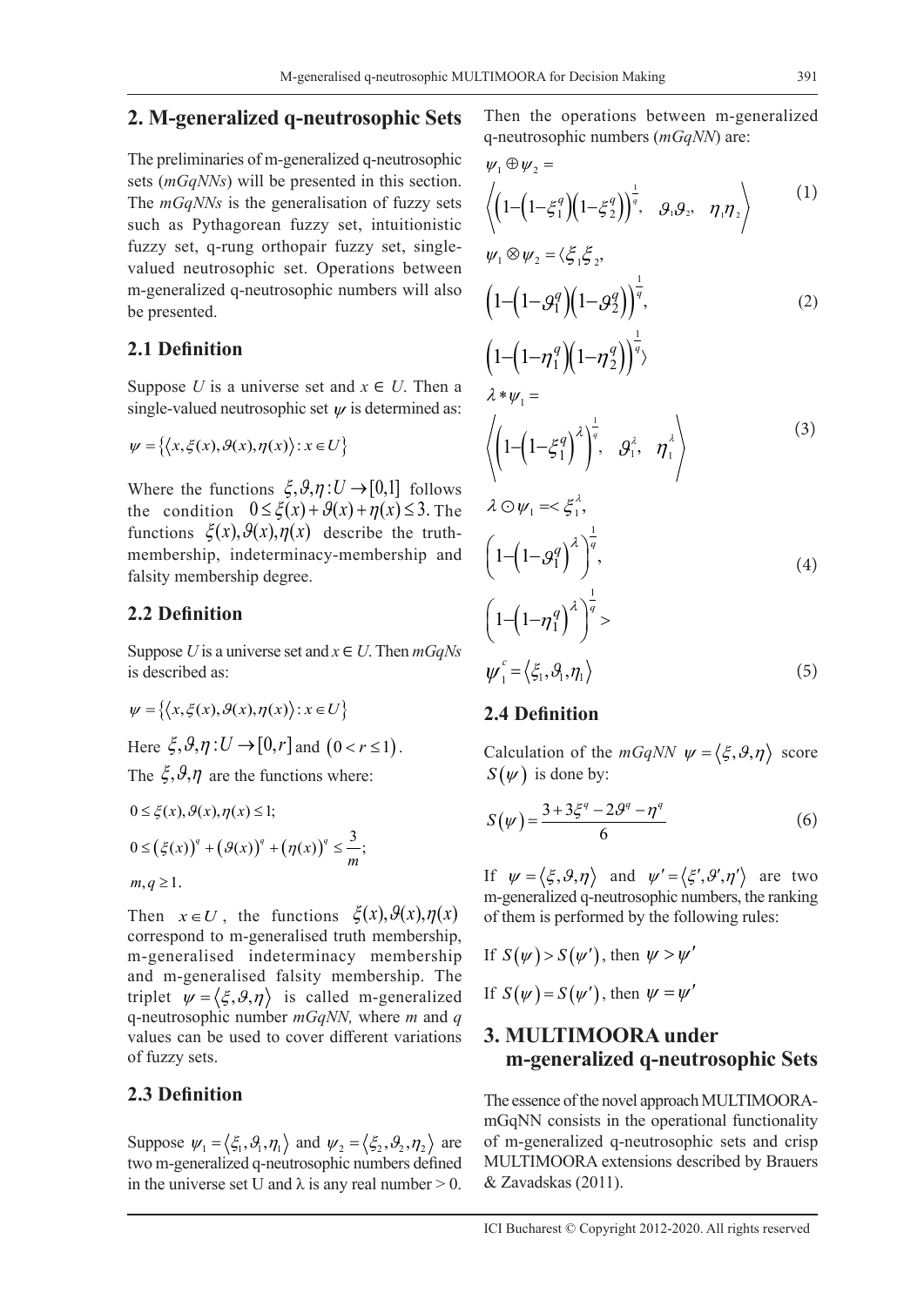## 2. M-generalized q-neutrosophic Sets

The preliminaries of m-generalized q-neutrosophic sets (*mGqNNs*) will be presented in this section. The *mGqNNs* is the generalisation of fuzzy sets such as Pythagorean fuzzy set, intuitionistic fuzzy set, q-rung orthopair fuzzy set, single-valued neutrosophic set. Operations between m-generalized q-neutrosophic numbers will also be presented.

### 2.1 Definition

Suppose $U$ is a universe set and $x \in U$. Then a single-valued neutrosophic set $\psi$ is determined as:

$$\psi = \{\langle x, \xi(x), \vartheta(x), \eta(x)\rangle : x \in U\}$$

Where the functions $\xi, \vartheta, \eta : U \to [0,1]$ follows the condition $0 \leq \xi(x) + \vartheta(x) + \eta(x) \leq 3$. The functions $\xi(x), \vartheta(x), \eta(x)$ describe the truth-membership, indeterminacy-membership and falsity membership degree.

### 2.2 Definition

Suppose $U$ is a universe set and $x \in U$. Then *mGqNs* is described as:

$$\psi = \{\langle x, \xi(x), \vartheta(x), \eta(x)\rangle : x \in U\}$$

Here $\xi, \vartheta, \eta : U \to [0, r]$ and $(0 < r \leq 1)$.

The $\xi, \vartheta, \eta$ are the functions where:

$$0 \leq \xi(x), \vartheta(x), \eta(x) \leq 1;$$

$$0 \leq (\xi(x))^q + (\vartheta(x))^q + (\eta(x))^q \leq \frac{3}{m};$$

$$m, q \geq 1.$$

Then $x \in U$, the functions $\xi(x), \vartheta(x), \eta(x)$ correspond to m-generalised truth membership, m-generalised indeterminacy membership and m-generalised falsity membership. The triplet $\psi = \langle \xi, \vartheta, \eta \rangle$ is called m-generalized q-neutrosophic number *mGqNN,* where *m* and *q* values can be used to cover different variations of fuzzy sets.

### 2.3 Definition

Suppose $\psi_1 = \langle \xi_1, \vartheta_1, \eta_1 \rangle$ and $\psi_2 = \langle \xi_2, \vartheta_2, \eta_2 \rangle$ are two m-generalized q-neutrosophic numbers defined in the universe set U and $\lambda$ is any real number > 0.

Then the operations between m-generalized q-neutrosophic numbers (*mGqNN*) are:

$$\psi_1 \oplus \psi_2 = \left\langle \left(1 - \left(1 - \xi_1^q\right)\left(1 - \xi_2^q\right)\right)^{\frac{1}{q}}, \quad \vartheta_1 \vartheta_2, \quad \eta_1 \eta_2 \right\rangle \tag{1}$$

$$\psi_1 \otimes \psi_2 = \langle \xi_1 \xi_2, \left(1 - \left(1 - \vartheta_1^q\right)\left(1 - \vartheta_2^q\right)\right)^{\frac{1}{q}}, \left(1 - \left(1 - \eta_1^q\right)\left(1 - \eta_2^q\right)\right)^{\frac{1}{q}} \rangle \tag{2}$$

$$\lambda * \psi_1 = \left\langle \left(1 - \left(1 - \xi_1^q\right)^{\lambda}\right)^{\frac{1}{q}}, \quad \vartheta_1^{\lambda}, \quad \eta_1^{\lambda} \right\rangle \tag{3}$$

$$\lambda \odot \psi_1 = < \xi_1^{\lambda}, \left(1 - \left(1 - \vartheta_1^q\right)^{\lambda}\right)^{\frac{1}{q}}, \left(1 - \left(1 - \eta_1^q\right)^{\lambda}\right)^{\frac{1}{q}} > \tag{4}$$

$$\psi_1^c = \langle \xi_1, \vartheta_1, \eta_1 \rangle \tag{5}$$

### 2.4 Definition

Calculation of the *mGqNN* $\psi = \langle \xi, \vartheta, \eta \rangle$ score $S(\psi)$ is done by:

$$S(\psi) = \frac{3 + 3\xi^q - 2\vartheta^q - \eta^q}{6} \tag{6}$$

If $\psi = \langle \xi, \vartheta, \eta \rangle$ and $\psi' = \langle \xi', \vartheta', \eta' \rangle$ are two m-generalized q-neutrosophic numbers, the ranking of them is performed by the following rules:

If $S(\psi) > S(\psi')$, then $\psi > \psi'$

If $S(\psi) = S(\psi')$, then $\psi = \psi'$

## 3. MULTIMOORA under m-generalized q-neutrosophic Sets

The essence of the novel approach MULTIMOORA-mGqNN consists in the operational functionality of m-generalized q-neutrosophic sets and crisp MULTIMOORA extensions described by Brauers & Zavadskas (2011).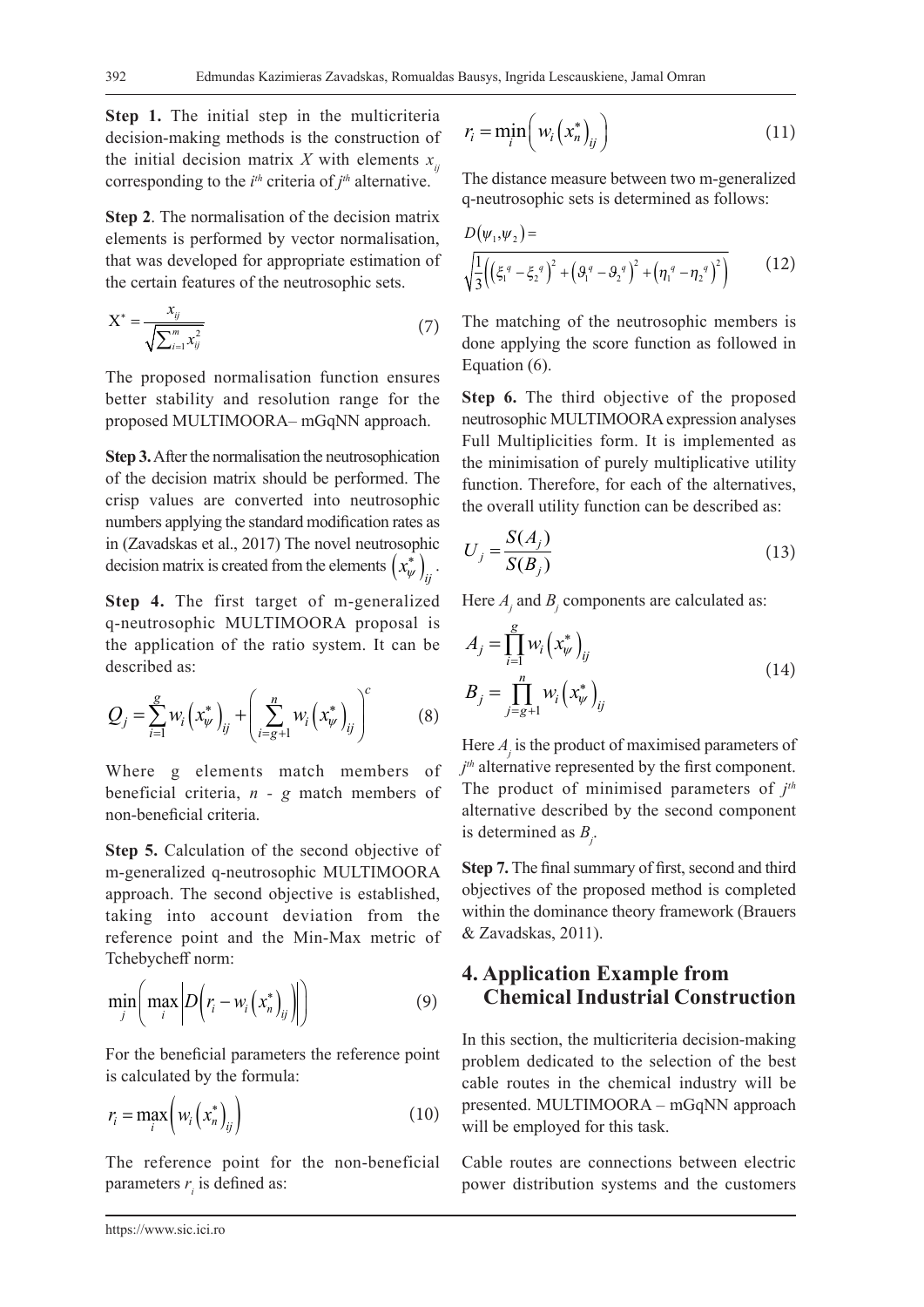**Step 1.** The initial step in the multicriteria decision-making methods is the construction of the initial decision matrix $X$ with elements $x_{ij}$ corresponding to the $i^{th}$ criteria of $j^{th}$ alternative.

**Step 2**. The normalisation of the decision matrix elements is performed by vector normalisation, that was developed for appropriate estimation of the certain features of the neutrosophic sets.

$$\mathrm{X}^* = \frac{x_{ij}}{\sqrt{\sum_{i=1}^{m} x_{ij}^2}} \tag{7}$$

The proposed normalisation function ensures better stability and resolution range for the proposed MULTIMOORA– mGqNN approach.

**Step 3.** After the normalisation the neutrosophication of the decision matrix should be performed. The crisp values are converted into neutrosophic numbers applying the standard modification rates as in (Zavadskas et al., 2017) The novel neutrosophic decision matrix is created from the elements $\left(x_{\psi}^*\right)_{ij}$.

**Step 4.** The first target of m-generalized q-neutrosophic MULTIMOORA proposal is the application of the ratio system. It can be described as:

$$Q_j = \sum_{i=1}^{g} w_i \left(x_{\psi}^*\right)_{ij} + \left(\sum_{i=g+1}^{n} w_i \left(x_{\psi}^*\right)_{ij}\right)^c \tag{8}$$

Where g elements match members of beneficial criteria, *n - g* match members of non-beneficial criteria.

**Step 5.** Calculation of the second objective of m-generalized q-neutrosophic MULTIMOORA approach. The second objective is established, taking into account deviation from the reference point and the Min-Max metric of Tchebycheff norm:

$$\min_j \left( \max_i \left| D\left(r_i - w_i \left(x_n^*\right)_{ij}\right) \right| \right) \tag{9}$$

For the beneficial parameters the reference point is calculated by the formula:

$$r_i = \max_i \left( w_i \left(x_n^*\right)_{ij} \right) \tag{10}$$

The reference point for the non-beneficial parameters $r_i$ is defined as:

$$r_i = \min_i \left( w_i \left(x_n^*\right)_{ij} \right) \tag{11}$$

The distance measure between two m-generalized q-neutrosophic sets is determined as follows:

$$D(\psi_1, \psi_2) = \sqrt{\frac{1}{3}\left(\left(\xi_1^{\,q} - \xi_2^{\,q}\right)^2 + \left(\vartheta_1^{\,q} - \vartheta_2^{\,q}\right)^2 + \left(\eta_1^{\,q} - \eta_2^{\,q}\right)^2\right)} \tag{12}$$

The matching of the neutrosophic members is done applying the score function as followed in Equation (6).

**Step 6.** The third objective of the proposed neutrosophic MULTIMOORA expression analyses Full Multiplicities form. It is implemented as the minimisation of purely multiplicative utility function. Therefore, for each of the alternatives, the overall utility function can be described as:

$$U_j = \frac{S(A_j)}{S(B_j)} \tag{13}$$

Here $A_j$ and $B_j$ components are calculated as:

$$A_j = \prod_{i=1}^{g} w_i \left(x_{\psi}^*\right)_{ij}$$
$$B_j = \prod_{j=g+1}^{n} w_i \left(x_{\psi}^*\right)_{ij} \tag{14}$$

Here $A_j$ is the product of maximised parameters of $j^{th}$ alternative represented by the first component. The product of minimised parameters of $j^{th}$ alternative described by the second component is determined as $B_j$.

**Step 7.** The final summary of first, second and third objectives of the proposed method is completed within the dominance theory framework (Brauers & Zavadskas, 2011).

## 4. Application Example from Chemical Industrial Construction

In this section, the multicriteria decision-making problem dedicated to the selection of the best cable routes in the chemical industry will be presented. MULTIMOORA – mGqNN approach will be employed for this task.

Cable routes are connections between electric power distribution systems and the customers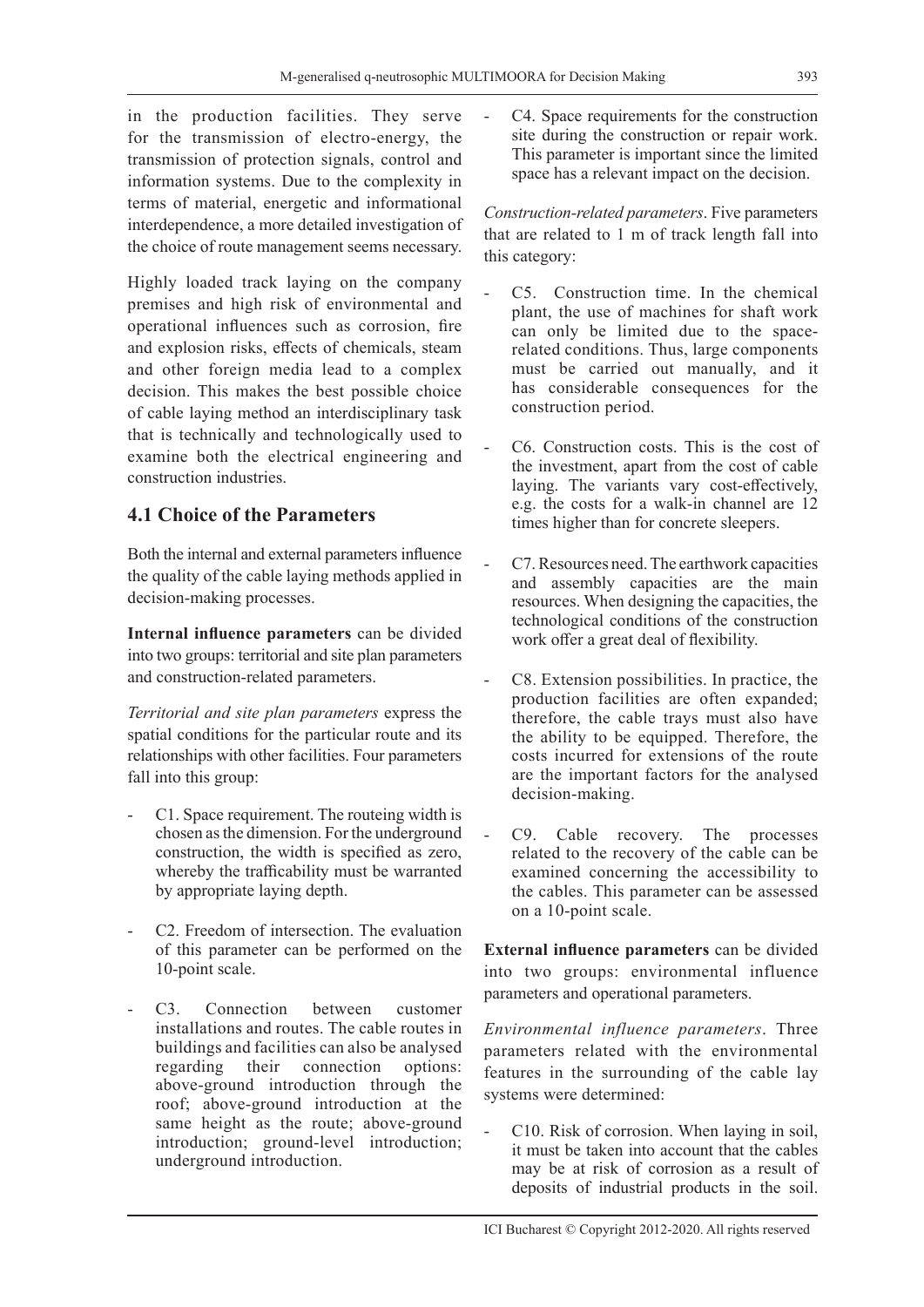in the production facilities. They serve for the transmission of electro-energy, the transmission of protection signals, control and information systems. Due to the complexity in terms of material, energetic and informational interdependence, a more detailed investigation of the choice of route management seems necessary.

Highly loaded track laying on the company premises and high risk of environmental and operational influences such as corrosion, fire and explosion risks, effects of chemicals, steam and other foreign media lead to a complex decision. This makes the best possible choice of cable laying method an interdisciplinary task that is technically and technologically used to examine both the electrical engineering and construction industries.

## 4.1 Choice of the Parameters

Both the internal and external parameters influence the quality of the cable laying methods applied in decision-making processes.

**Internal influence parameters** can be divided into two groups: territorial and site plan parameters and construction-related parameters.

*Territorial and site plan parameters* express the spatial conditions for the particular route and its relationships with other facilities. Four parameters fall into this group:

- C1. Space requirement. The routeing width is chosen as the dimension. For the underground construction, the width is specified as zero, whereby the trafficability must be warranted by appropriate laying depth.
- C2. Freedom of intersection. The evaluation of this parameter can be performed on the 10-point scale.
- C3. Connection between customer installations and routes. The cable routes in buildings and facilities can also be analysed regarding their connection options: above-ground introduction through the roof; above-ground introduction at the same height as the route; above-ground introduction; ground-level introduction; underground introduction.
- C4. Space requirements for the construction site during the construction or repair work. This parameter is important since the limited space has a relevant impact on the decision.

*Construction-related parameters*. Five parameters that are related to 1 m of track length fall into this category:

- C5. Construction time. In the chemical plant, the use of machines for shaft work can only be limited due to the space-related conditions. Thus, large components must be carried out manually, and it has considerable consequences for the construction period.
- C6. Construction costs. This is the cost of the investment, apart from the cost of cable laying. The variants vary cost-effectively, e.g. the costs for a walk-in channel are 12 times higher than for concrete sleepers.
- C7. Resources need. The earthwork capacities and assembly capacities are the main resources. When designing the capacities, the technological conditions of the construction work offer a great deal of flexibility.
- C8. Extension possibilities. In practice, the production facilities are often expanded; therefore, the cable trays must also have the ability to be equipped. Therefore, the costs incurred for extensions of the route are the important factors for the analysed decision-making.
- C9. Cable recovery. The processes related to the recovery of the cable can be examined concerning the accessibility to the cables. This parameter can be assessed on a 10-point scale.

**External influence parameters** can be divided into two groups: environmental influence parameters and operational parameters.

*Environmental influence parameters*. Three parameters related with the environmental features in the surrounding of the cable lay systems were determined:

- C10. Risk of corrosion. When laying in soil, it must be taken into account that the cables may be at risk of corrosion as a result of deposits of industrial products in the soil.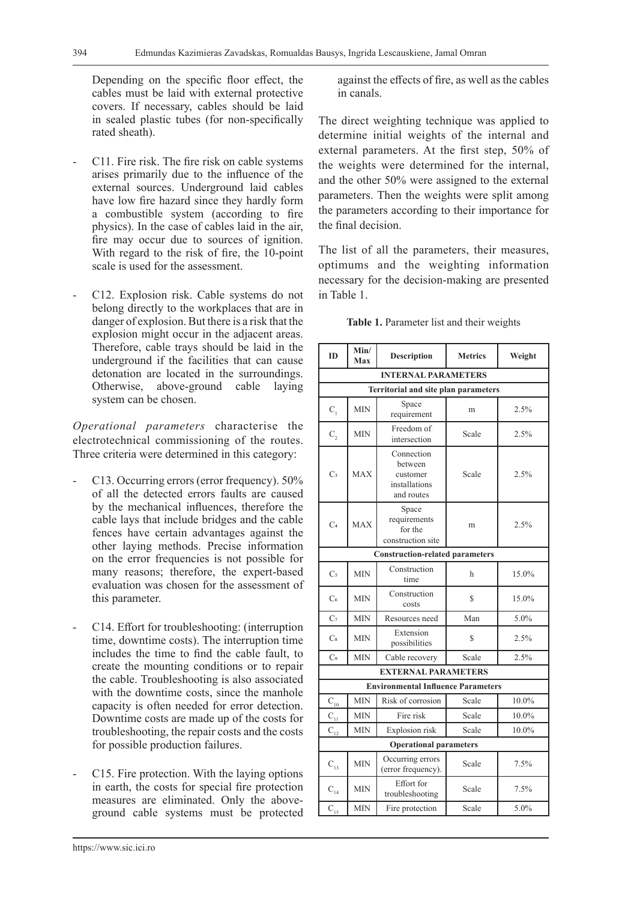Depending on the specific floor effect, the cables must be laid with external protective covers. If necessary, cables should be laid in sealed plastic tubes (for non-specifically rated sheath).

- C11. Fire risk. The fire risk on cable systems arises primarily due to the influence of the external sources. Underground laid cables have low fire hazard since they hardly form a combustible system (according to fire physics). In the case of cables laid in the air, fire may occur due to sources of ignition. With regard to the risk of fire, the 10-point scale is used for the assessment.

- C12. Explosion risk. Cable systems do not belong directly to the workplaces that are in danger of explosion. But there is a risk that the explosion might occur in the adjacent areas. Therefore, cable trays should be laid in the underground if the facilities that can cause detonation are located in the surroundings. Otherwise, above-ground cable laying system can be chosen.

*Operational parameters* characterise the electrotechnical commissioning of the routes. Three criteria were determined in this category:

- C13. Occurring errors (error frequency). 50% of all the detected errors faults are caused by the mechanical influences, therefore the cable lays that include bridges and the cable fences have certain advantages against the other laying methods. Precise information on the error frequencies is not possible for many reasons; therefore, the expert-based evaluation was chosen for the assessment of this parameter.

- C14. Effort for troubleshooting: (interruption time, downtime costs). The interruption time includes the time to find the cable fault, to create the mounting conditions or to repair the cable. Troubleshooting is also associated with the downtime costs, since the manhole capacity is often needed for error detection. Downtime costs are made up of the costs for troubleshooting, the repair costs and the costs for possible production failures.

- C15. Fire protection. With the laying options in earth, the costs for special fire protection measures are eliminated. Only the above-ground cable systems must be protected against the effects of fire, as well as the cables in canals.

The direct weighting technique was applied to determine initial weights of the internal and external parameters. At the first step, 50% of the weights were determined for the internal, and the other 50% were assigned to the external parameters. Then the weights were split among the parameters according to their importance for the final decision.

The list of all the parameters, their measures, optimums and the weighting information necessary for the decision-making are presented in Table 1.

**Table 1.** Parameter list and their weights

| ID | Min/ Max | Description | Metrics | Weight |
|---|---|---|---|---|
| **INTERNAL PARAMETERS** | | | | |
| **Territorial and site plan parameters** | | | | |
| $C_1$ | MIN | Space requirement | m | 2.5% |
| $C_2$ | MIN | Freedom of intersection | Scale | 2.5% |
| $C_3$ | MAX | Connection between customer installations and routes | Scale | 2.5% |
| $C_4$ | MAX | Space requirements for the construction site | m | 2.5% |
| **Construction-related parameters** | | | | |
| $C_5$ | MIN | Construction time | h | 15.0% |
| $C_6$ | MIN | Construction costs | $ | 15.0% |
| $C_7$ | MIN | Resources need | Man | 5.0% |
| $C_8$ | MIN | Extension possibilities | $ | 2.5% |
| $C_9$ | MIN | Cable recovery | Scale | 2.5% |
| **EXTERNAL PARAMETERS** | | | | |
| **Environmental Influence Parameters** | | | | |
| $C_{10}$ | MIN | Risk of corrosion | Scale | 10.0% |
| $C_{11}$ | MIN | Fire risk | Scale | 10.0% |
| $C_{12}$ | MIN | Explosion risk | Scale | 10.0% |
| **Operational parameters** | | | | |
| $C_{13}$ | MIN | Occurring errors (error frequency). | Scale | 7.5% |
| $C_{14}$ | MIN | Effort for troubleshooting | Scale | 7.5% |
| $C_{15}$ | MIN | Fire protection | Scale | 5.0% |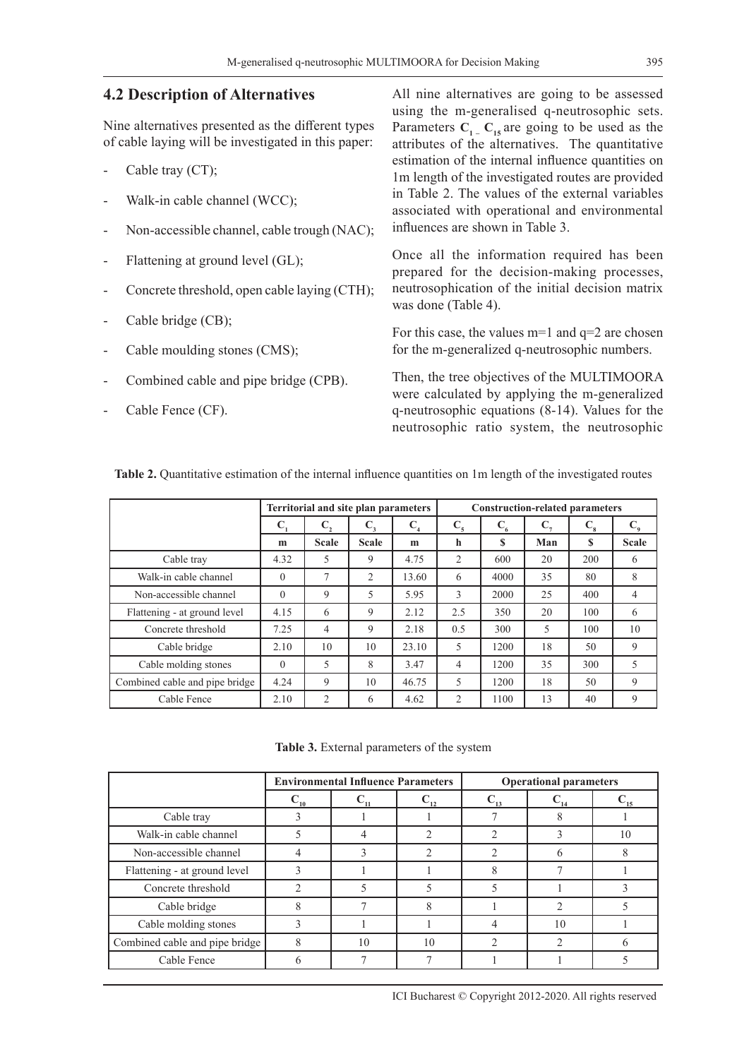## 4.2 Description of Alternatives

Nine alternatives presented as the different types of cable laying will be investigated in this paper:

- Cable tray (CT);
- Walk-in cable channel (WCC);
- Non-accessible channel, cable trough (NAC);
- Flattening at ground level (GL);
- Concrete threshold, open cable laying (CTH);
- Cable bridge (CB);
- Cable moulding stones (CMS);
- Combined cable and pipe bridge (CPB).
- Cable Fence (CF).

All nine alternatives are going to be assessed using the m-generalised q-neutrosophic sets. Parameters $C_1 - C_{15}$ are going to be used as the attributes of the alternatives. The quantitative estimation of the internal influence quantities on 1m length of the investigated routes are provided in Table 2. The values of the external variables associated with operational and environmental influences are shown in Table 3.

Once all the information required has been prepared for the decision-making processes, neutrosophication of the initial decision matrix was done (Table 4).

For this case, the values m=1 and q=2 are chosen for the m-generalized q-neutrosophic numbers.

Then, the tree objectives of the MULTIMOORA were calculated by applying the m-generalized q-neutrosophic equations (8-14). Values for the neutrosophic ratio system, the neutrosophic

**Table 2.** Quantitative estimation of the internal influence quantities on 1m length of the investigated routes

| | Territorial and site plan parameters | | | | Construction-related parameters | | | | |
|---|---|---|---|---|---|---|---|---|---|
| | $C_1$ | $C_2$ | $C_3$ | $C_4$ | $C_5$ | $C_6$ | $C_7$ | $C_8$ | $C_9$ |
| | m | Scale | Scale | m | h | $ | Man | $ | Scale |
| Cable tray | 4.32 | 5 | 9 | 4.75 | 2 | 600 | 20 | 200 | 6 |
| Walk-in cable channel | 0 | 7 | 2 | 13.60 | 6 | 4000 | 35 | 80 | 8 |
| Non-accessible channel | 0 | 9 | 5 | 5.95 | 3 | 2000 | 25 | 400 | 4 |
| Flattening - at ground level | 4.15 | 6 | 9 | 2.12 | 2.5 | 350 | 20 | 100 | 6 |
| Concrete threshold | 7.25 | 4 | 9 | 2.18 | 0.5 | 300 | 5 | 100 | 10 |
| Cable bridge | 2.10 | 10 | 10 | 23.10 | 5 | 1200 | 18 | 50 | 9 |
| Cable molding stones | 0 | 5 | 8 | 3.47 | 4 | 1200 | 35 | 300 | 5 |
| Combined cable and pipe bridge | 4.24 | 9 | 10 | 46.75 | 5 | 1200 | 18 | 50 | 9 |
| Cable Fence | 2.10 | 2 | 6 | 4.62 | 2 | 1100 | 13 | 40 | 9 |

**Table 3.** External parameters of the system

| | Environmental Influence Parameters | | | Operational parameters | | |
|---|---|---|---|---|---|---|
| | $C_{10}$ | $C_{11}$ | $C_{12}$ | $C_{13}$ | $C_{14}$ | $C_{15}$ |
| Cable tray | 3 | 1 | 1 | 7 | 8 | 1 |
| Walk-in cable channel | 5 | 4 | 2 | 2 | 3 | 10 |
| Non-accessible channel | 4 | 3 | 2 | 2 | 6 | 8 |
| Flattening - at ground level | 3 | 1 | 1 | 8 | 7 | 1 |
| Concrete threshold | 2 | 5 | 5 | 5 | 1 | 3 |
| Cable bridge | 8 | 7 | 8 | 1 | 2 | 5 |
| Cable molding stones | 3 | 1 | 1 | 4 | 10 | 1 |
| Combined cable and pipe bridge | 8 | 10 | 10 | 2 | 2 | 6 |
| Cable Fence | 6 | 7 | 7 | 1 | 1 | 5 |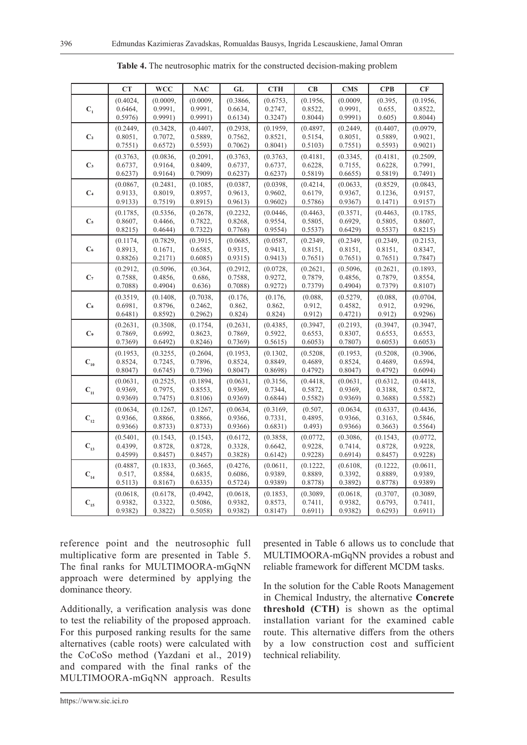**Table 4.** The neutrosophic matrix for the constructed decision-making problem

| | CT | WCC | NAC | GL | CTH | CB | CMS | CPB | CF |
|---|---|---|---|---|---|---|---|---|---|
| $C_1$ | (0.4024, 0.6464, 0.5976) | (0.0009, 0.9991, 0.9991) | (0.0009, 0.9991, 0.9991) | (0.3866, 0.6634, 0.6134) | (0.6753, 0.2747, 0.3247) | (0.1956, 0.8522, 0.8044) | (0.0009, 0.9991, 0.9991) | (0.395, 0.655, 0.605) | (0.1956, 0.8522, 0.8044) |
| $C_2$ | (0.2449, 0.8051, 0.7551) | (0.3428, 0.7072, 0.6572) | (0.4407, 0.5889, 0.5593) | (0.2938, 0.7562, 0.7062) | (0.1959, 0.8521, 0.8041) | (0.4897, 0.5154, 0.5103) | (0.2449, 0.8051, 0.7551) | (0.4407, 0.5889, 0.5593) | (0.0979, 0.9021, 0.9021) |
| $C_3$ | (0.3763, 0.6737, 0.6237) | (0.0836, 0.9164, 0.9164) | (0.2091, 0.8409, 0.7909) | (0.3763, 0.6737, 0.6237) | (0.3763, 0.6737, 0.6237) | (0.4181, 0.6228, 0.5819) | (0.3345, 0.7155, 0.6655) | (0.4181, 0.6228, 0.5819) | (0.2509, 0.7991, 0.7491) |
| $C_4$ | (0.0867, 0.9133, 0.9133) | (0.2481, 0.8019, 0.7519) | (0.1085, 0.8957, 0.8915) | (0.0387, 0.9613, 0.9613) | (0.0398, 0.9602, 0.9602) | (0.4214, 0.6179, 0.5786) | (0.0633, 0.9367, 0.9367) | (0.8529, 0.1236, 0.1471) | (0.0843, 0.9157, 0.9157) |
| $C_5$ | (0.1785, 0.8607, 0.8215) | (0.5356, 0.4466, 0.4644) | (0.2678, 0.7822, 0.7322) | (0.2232, 0.8268, 0.7768) | (0.0446, 0.9554, 0.9554) | (0.4463, 0.5805, 0.5537) | (0.3571, 0.6929, 0.6429) | (0.4463, 0.5805, 0.5537) | (0.1785, 0.8607, 0.8215) |
| $C_6$ | (0.1174, 0.8913, 0.8826) | (0.7829, 0.1671, 0.2171) | (0.3915, 0.6585, 0.6085) | (0.0685, 0.9315, 0.9315) | (0.0587, 0.9413, 0.9413) | (0.2349, 0.8151, 0.7651) | (0.2349, 0.8151, 0.7651) | (0.2349, 0.8151, 0.7651) | (0.2153, 0.8347, 0.7847) |
| $C_7$ | (0.2912, 0.7588, 0.7088) | (0.5096, 0.4856, 0.4904) | (0.364, 0.686, 0.636) | (0.2912, 0.7588, 0.7088) | (0.0728, 0.9272, 0.9272) | (0.2621, 0.7879, 0.7379) | (0.5096, 0.4856, 0.4904) | (0.2621, 0.7879, 0.7379) | (0.1893, 0.8554, 0.8107) |
| $C_8$ | (0.3519, 0.6981, 0.6481) | (0.1408, 0.8796, 0.8592) | (0.7038, 0.2462, 0.2962) | (0.176, 0.862, 0.824) | (0.176, 0.862, 0.824) | (0.088, 0.912, 0.912) | (0.5279, 0.4582, 0.4721) | (0.088, 0.912, 0.912) | (0.0704, 0.9296, 0.9296) |
| $C_9$ | (0.2631, 0.7869, 0.7369) | (0.3508, 0.6992, 0.6492) | (0.1754, 0.8623, 0.8246) | (0.2631, 0.7869, 0.7369) | (0.4385, 0.5922, 0.5615) | (0.3947, 0.6553, 0.6053) | (0.2193, 0.8307, 0.7807) | (0.3947, 0.6553, 0.6053) | (0.3947, 0.6553, 0.6053) |
| $C_{10}$ | (0.1953, 0.8524, 0.8047) | (0.3255, 0.7245, 0.6745) | (0.2604, 0.7896, 0.7396) | (0.1953, 0.8524, 0.8047) | (0.1302, 0.8849, 0.8698) | (0.5208, 0.4689, 0.4792) | (0.1953, 0.8524, 0.8047) | (0.5208, 0.4689, 0.4792) | (0.3906, 0.6594, 0.6094) |
| $C_{11}$ | (0.0631, 0.9369, 0.9369) | (0.2525, 0.7975, 0.7475) | (0.1894, 0.8553, 0.8106) | (0.0631, 0.9369, 0.9369) | (0.3156, 0.7344, 0.6844) | (0.4418, 0.5872, 0.5582) | (0.0631, 0.9369, 0.9369) | (0.6312, 0.3188, 0.3688) | (0.4418, 0.5872, 0.5582) |
| $C_{12}$ | (0.0634, 0.9366, 0.9366) | (0.1267, 0.8866, 0.8733) | (0.1267, 0.8866, 0.8733) | (0.0634, 0.9366, 0.9366) | (0.3169, 0.7331, 0.6831) | (0.507, 0.4895, 0.493) | (0.0634, 0.9366, 0.9366) | (0.6337, 0.3163, 0.3663) | (0.4436, 0.5846, 0.5564) |
| $C_{13}$ | (0.5401, 0.4399, 0.4599) | (0.1543, 0.8728, 0.8457) | (0.1543, 0.8728, 0.8457) | (0.6172, 0.3328, 0.3828) | (0.3858, 0.6642, 0.6142) | (0.0772, 0.9228, 0.9228) | (0.3086, 0.7414, 0.6914) | (0.1543, 0.8728, 0.8457) | (0.0772, 0.9228, 0.9228) |
| $C_{14}$ | (0.4887, 0.517, 0.5113) | (0.1833, 0.8584, 0.8167) | (0.3665, 0.6835, 0.6335) | (0.4276, 0.6086, 0.5724) | (0.0611, 0.9389, 0.9389) | (0.1222, 0.8889, 0.8778) | (0.6108, 0.3392, 0.3892) | (0.1222, 0.8889, 0.8778) | (0.0611, 0.9389, 0.9389) |
| $C_{15}$ | (0.0618, 0.9382, 0.9382) | (0.6178, 0.3322, 0.3822) | (0.4942, 0.5086, 0.5058) | (0.0618, 0.9382, 0.9382) | (0.1853, 0.8573, 0.8147) | (0.3089, 0.7411, 0.6911) | (0.0618, 0.9382, 0.9382) | (0.3707, 0.6793, 0.6293) | (0.3089, 0.7411, 0.6911) |

reference point and the neutrosophic full multiplicative form are presented in Table 5. The final ranks for MULTIMOORA-mGqNN approach were determined by applying the dominance theory.

Additionally, a verification analysis was done to test the reliability of the proposed approach. For this purposed ranking results for the same alternatives (cable roots) were calculated with the CoCoSo method (Yazdani et al., 2019) and compared with the final ranks of the MULTIMOORA-mGqNN approach. Results presented in Table 6 allows us to conclude that MULTIMOORA-mGqNN provides a robust and reliable framework for different MCDM tasks.

In the solution for the Cable Roots Management in Chemical Industry, the alternative **Concrete threshold (CTH)** is shown as the optimal installation variant for the examined cable route. This alternative differs from the others by a low construction cost and sufficient technical reliability.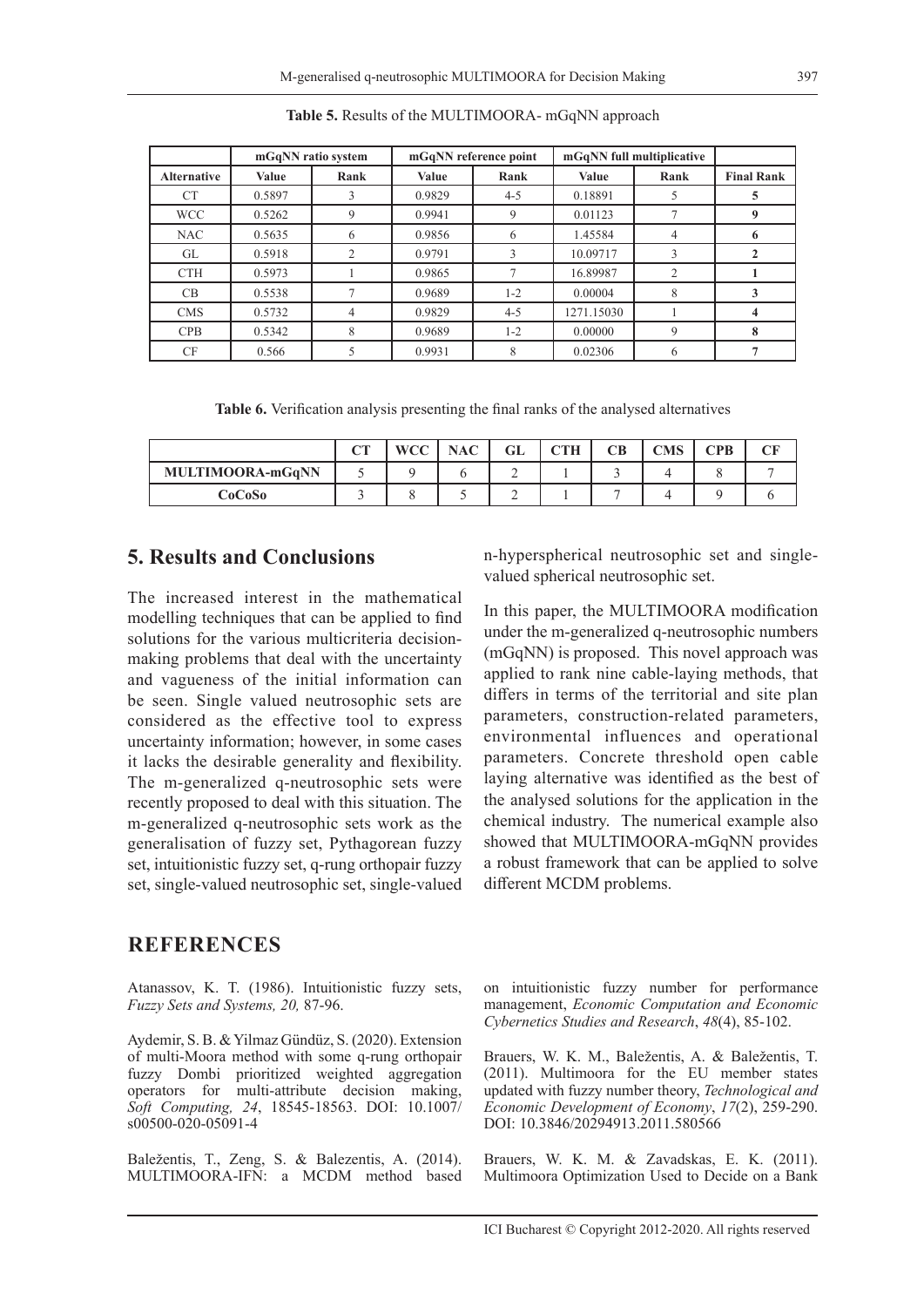**Table 5.** Results of the MULTIMOORA- mGqNN approach

| | mGqNN ratio system | | mGqNN reference point | | mGqNN full multiplicative | | |
|---|---|---|---|---|---|---|---|
| **Alternative** | **Value** | **Rank** | **Value** | **Rank** | **Value** | **Rank** | **Final Rank** |
| CT | 0.5897 | 3 | 0.9829 | 4-5 | 0.18891 | 5 | **5** |
| WCC | 0.5262 | 9 | 0.9941 | 9 | 0.01123 | 7 | **9** |
| NAC | 0.5635 | 6 | 0.9856 | 6 | 1.45584 | 4 | **6** |
| GL | 0.5918 | 2 | 0.9791 | 3 | 10.09717 | 3 | **2** |
| CTH | 0.5973 | 1 | 0.9865 | 7 | 16.89987 | 2 | **1** |
| CB | 0.5538 | 7 | 0.9689 | 1-2 | 0.00004 | 8 | **3** |
| CMS | 0.5732 | 4 | 0.9829 | 4-5 | 1271.15030 | 1 | **4** |
| CPB | 0.5342 | 8 | 0.9689 | 1-2 | 0.00000 | 9 | **8** |
| CF | 0.566 | 5 | 0.9931 | 8 | 0.02306 | 6 | **7** |

**Table 6.** Verification analysis presenting the final ranks of the analysed alternatives

| | **CT** | **WCC** | **NAC** | **GL** | **CTH** | **CB** | **CMS** | **CPB** | **CF** |
|---|---|---|---|---|---|---|---|---|---|
| **MULTIMOORA-mGqNN** | 5 | 9 | 6 | 2 | 1 | 3 | 4 | 8 | 7 |
| **CoCoSo** | 3 | 8 | 5 | 2 | 1 | 7 | 4 | 9 | 6 |

## 5. Results and Conclusions

The increased interest in the mathematical modelling techniques that can be applied to find solutions for the various multicriteria decision-making problems that deal with the uncertainty and vagueness of the initial information can be seen. Single valued neutrosophic sets are considered as the effective tool to express uncertainty information; however, in some cases it lacks the desirable generality and flexibility. The m-generalized q-neutrosophic sets were recently proposed to deal with this situation. The m-generalized q-neutrosophic sets work as the generalisation of fuzzy set, Pythagorean fuzzy set, intuitionistic fuzzy set, q-rung orthopair fuzzy set, single-valued neutrosophic set, single-valued n-hyperspherical neutrosophic set and single-valued spherical neutrosophic set.

In this paper, the MULTIMOORA modification under the m-generalized q-neutrosophic numbers (mGqNN) is proposed. This novel approach was applied to rank nine cable-laying methods, that differs in terms of the territorial and site plan parameters, construction-related parameters, environmental influences and operational parameters. Concrete threshold open cable laying alternative was identified as the best of the analysed solutions for the application in the chemical industry. The numerical example also showed that MULTIMOORA-mGqNN provides a robust framework that can be applied to solve different MCDM problems.

## REFERENCES

Atanassov, K. T. (1986). Intuitionistic fuzzy sets, *Fuzzy Sets and Systems, 20,* 87-96.

Aydemir, S. B. & Yilmaz Gündüz, S. (2020). Extension of multi-Moora method with some q-rung orthopair fuzzy Dombi prioritized weighted aggregation operators for multi-attribute decision making, *Soft Computing, 24*, 18545-18563. DOI: 10.1007/s00500-020-05091-4

Baležentis, T., Zeng, S. & Balezentis, A. (2014). MULTIMOORA-IFN: a MCDM method based on intuitionistic fuzzy number for performance management, *Economic Computation and Economic Cybernetics Studies and Research*, *48*(4), 85-102.

Brauers, W. K. M., Baležentis, A. & Baležentis, T. (2011). Multimoora for the EU member states updated with fuzzy number theory, *Technological and Economic Development of Economy*, *17*(2), 259-290. DOI: 10.3846/20294913.2011.580566

Brauers, W. K. M. & Zavadskas, E. K. (2011). Multimoora Optimization Used to Decide on a Bank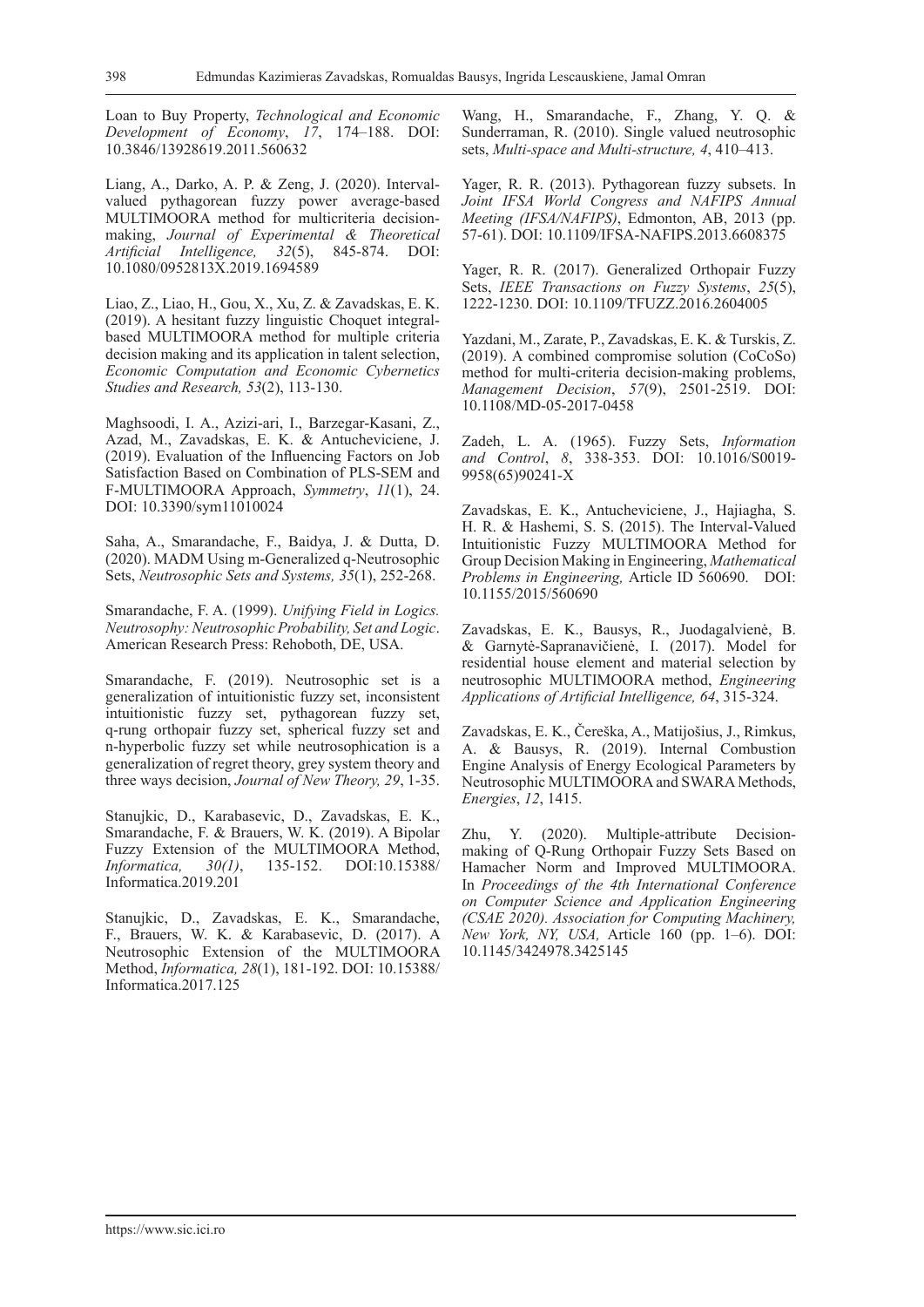Loan to Buy Property, *Technological and Economic Development of Economy*, *17*, 174–188. DOI: 10.3846/13928619.2011.560632

Liang, A., Darko, A. P. & Zeng, J. (2020). Interval-valued pythagorean fuzzy power average-based MULTIMOORA method for multicriteria decision-making, *Journal of Experimental & Theoretical Artificial Intelligence, 32*(5), 845-874. DOI: 10.1080/0952813X.2019.1694589

Liao, Z., Liao, H., Gou, X., Xu, Z. & Zavadskas, E. K. (2019). A hesitant fuzzy linguistic Choquet integral-based MULTIMOORA method for multiple criteria decision making and its application in talent selection, *Economic Computation and Economic Cybernetics Studies and Research, 53*(2), 113-130.

Maghsoodi, I. A., Azizi-ari, I., Barzegar-Kasani, Z., Azad, M., Zavadskas, E. K. & Antucheviciene, J. (2019). Evaluation of the Influencing Factors on Job Satisfaction Based on Combination of PLS-SEM and F-MULTIMOORA Approach, *Symmetry*, *11*(1), 24. DOI: 10.3390/sym11010024

Saha, A., Smarandache, F., Baidya, J. & Dutta, D. (2020). MADM Using m-Generalized q-Neutrosophic Sets, *Neutrosophic Sets and Systems, 35*(1), 252-268.

Smarandache, F. A. (1999). *Unifying Field in Logics. Neutrosophy: Neutrosophic Probability, Set and Logic*. American Research Press: Rehoboth, DE, USA.

Smarandache, F. (2019). Neutrosophic set is a generalization of intuitionistic fuzzy set, inconsistent intuitionistic fuzzy set, pythagorean fuzzy set, q-rung orthopair fuzzy set, spherical fuzzy set and n-hyperbolic fuzzy set while neutrosophication is a generalization of regret theory, grey system theory and three ways decision, *Journal of New Theory, 29*, 1-35.

Stanujkic, D., Karabasevic, D., Zavadskas, E. K., Smarandache, F. & Brauers, W. K. (2019). A Bipolar Fuzzy Extension of the MULTIMOORA Method, *Informatica, 30(1)*, 135-152. DOI:10.15388/Informatica.2019.201

Stanujkic, D., Zavadskas, E. K., Smarandache, F., Brauers, W. K. & Karabasevic, D. (2017). A Neutrosophic Extension of the MULTIMOORA Method, *Informatica, 28*(1), 181-192. DOI: 10.15388/Informatica.2017.125

Wang, H., Smarandache, F., Zhang, Y. Q. & Sunderraman, R. (2010). Single valued neutrosophic sets, *Multi-space and Multi-structure, 4*, 410–413.

Yager, R. R. (2013). Pythagorean fuzzy subsets. In *Joint IFSA World Congress and NAFIPS Annual Meeting (IFSA/NAFIPS)*, Edmonton, AB, 2013 (pp. 57-61). DOI: 10.1109/IFSA-NAFIPS.2013.6608375

Yager, R. R. (2017). Generalized Orthopair Fuzzy Sets, *IEEE Transactions on Fuzzy Systems*, *25*(5), 1222-1230. DOI: 10.1109/TFUZZ.2016.2604005

Yazdani, M., Zarate, P., Zavadskas, E. K. & Turskis, Z. (2019). A combined compromise solution (CoCoSo) method for multi-criteria decision-making problems, *Management Decision*, *57*(9), 2501-2519. DOI: 10.1108/MD-05-2017-0458

Zadeh, L. A. (1965). Fuzzy Sets, *Information and Control*, *8*, 338-353. DOI: 10.1016/S0019-9958(65)90241-X

Zavadskas, E. K., Antucheviciene, J., Hajiagha, S. H. R. & Hashemi, S. S. (2015). The Interval-Valued Intuitionistic Fuzzy MULTIMOORA Method for Group Decision Making in Engineering, *Mathematical Problems in Engineering,* Article ID 560690. DOI: 10.1155/2015/560690

Zavadskas, E. K., Bausys, R., Juodagalvienė, B. & Garnytė-Sapranavičienė, I. (2017). Model for residential house element and material selection by neutrosophic MULTIMOORA method, *Engineering Applications of Artificial Intelligence, 64*, 315-324.

Zavadskas, E. K., Čereška, A., Matijošius, J., Rimkus, A. & Bausys, R. (2019). Internal Combustion Engine Analysis of Energy Ecological Parameters by Neutrosophic MULTIMOORA and SWARA Methods, *Energies*, *12*, 1415.

Zhu, Y. (2020). Multiple-attribute Decision-making of Q-Rung Orthopair Fuzzy Sets Based on Hamacher Norm and Improved MULTIMOORA. In *Proceedings of the 4th International Conference on Computer Science and Application Engineering (CSAE 2020). Association for Computing Machinery, New York, NY, USA,* Article 160 (pp. 1–6). DOI: 10.1145/3424978.3425145